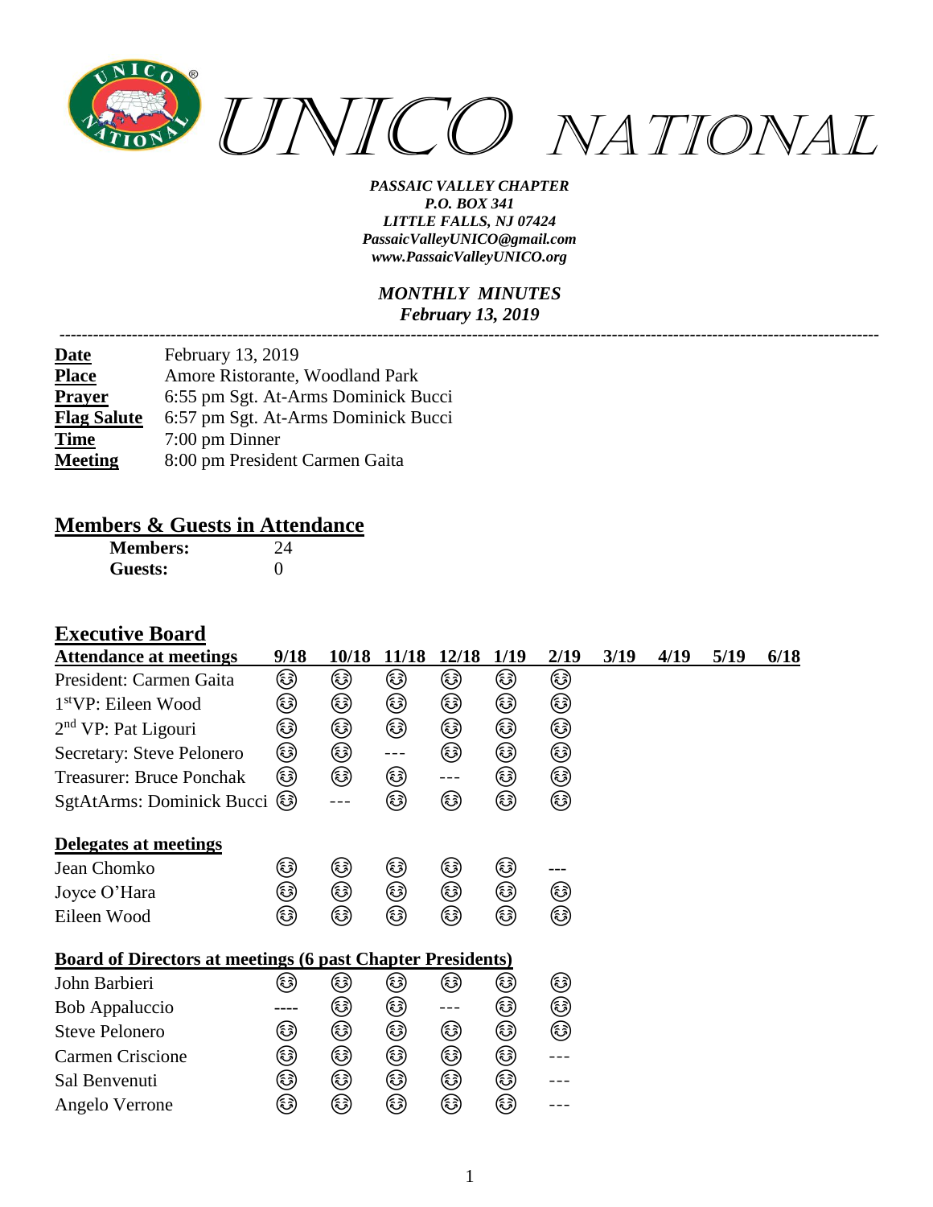# UNICO NATIONAL

*PASSAIC VALLEY CHAPTER*
*P.O. BOX 341*
*LITTLE FALLS, NJ 07424*
*PassaicValleyUNICO@gmail.com*
*www.PassaicValleyUNICO.org*

*MONTHLY MINUTES*
*February 13, 2019*

---

| | |
|---|---|
| **Date** | February 13, 2019 |
| **Place** | Amore Ristorante, Woodland Park |
| **Prayer** | 6:55 pm Sgt. At-Arms Dominick Bucci |
| **Flag Salute** | 6:57 pm Sgt. At-Arms Dominick Bucci |
| **Time** | 7:00 pm Dinner |
| **Meeting** | 8:00 pm President Carmen Gaita |

## Members & Guests in Attendance

| | |
|---|---|
| **Members:** | 24 |
| **Guests:** | 0 |

## Executive Board

| Attendance at meetings | 9/18 | 10/18 | 11/18 | 12/18 | 1/19 | 2/19 | 3/19 | 4/19 | 5/19 | 6/18 |
|---|---|---|---|---|---|---|---|---|---|---|
| President: Carmen Gaita | ☺ | ☺ | ☺ | ☺ | ☺ | ☺ | | | | |
| 1st VP: Eileen Wood | ☺ | ☺ | ☺ | ☺ | ☺ | ☺ | | | | |
| 2nd VP: Pat Ligouri | ☺ | ☺ | ☺ | ☺ | ☺ | ☺ | | | | |
| Secretary: Steve Pelonero | ☺ | ☺ | --- | ☺ | ☺ | ☺ | | | | |
| Treasurer: Bruce Ponchak | ☺ | ☺ | ☺ | --- | ☺ | ☺ | | | | |
| SgtAtArms: Dominick Bucci | ☺ | --- | ☺ | ☺ | ☺ | ☺ | | | | |
| **Delegates at meetings** | | | | | | | | | | |
| Jean Chomko | ☺ | ☺ | ☺ | ☺ | ☺ | --- | | | | |
| Joyce O'Hara | ☺ | ☺ | ☺ | ☺ | ☺ | ☺ | | | | |
| Eileen Wood | ☺ | ☺ | ☺ | ☺ | ☺ | ☺ | | | | |
| **Board of Directors at meetings (6 past Chapter Presidents)** | | | | | | | | | | |
| John Barbieri | ☺ | ☺ | ☺ | ☺ | ☺ | ☺ | | | | |
| Bob Appaluccio | ---- | ☺ | ☺ | --- | ☺ | ☺ | | | | |
| Steve Pelonero | ☺ | ☺ | ☺ | ☺ | ☺ | ☺ | | | | |
| Carmen Criscione | ☺ | ☺ | ☺ | ☺ | ☺ | --- | | | | |
| Sal Benvenuti | ☺ | ☺ | ☺ | ☺ | ☺ | --- | | | | |
| Angelo Verrone | ☺ | ☺ | ☺ | ☺ | ☺ | --- | | | | |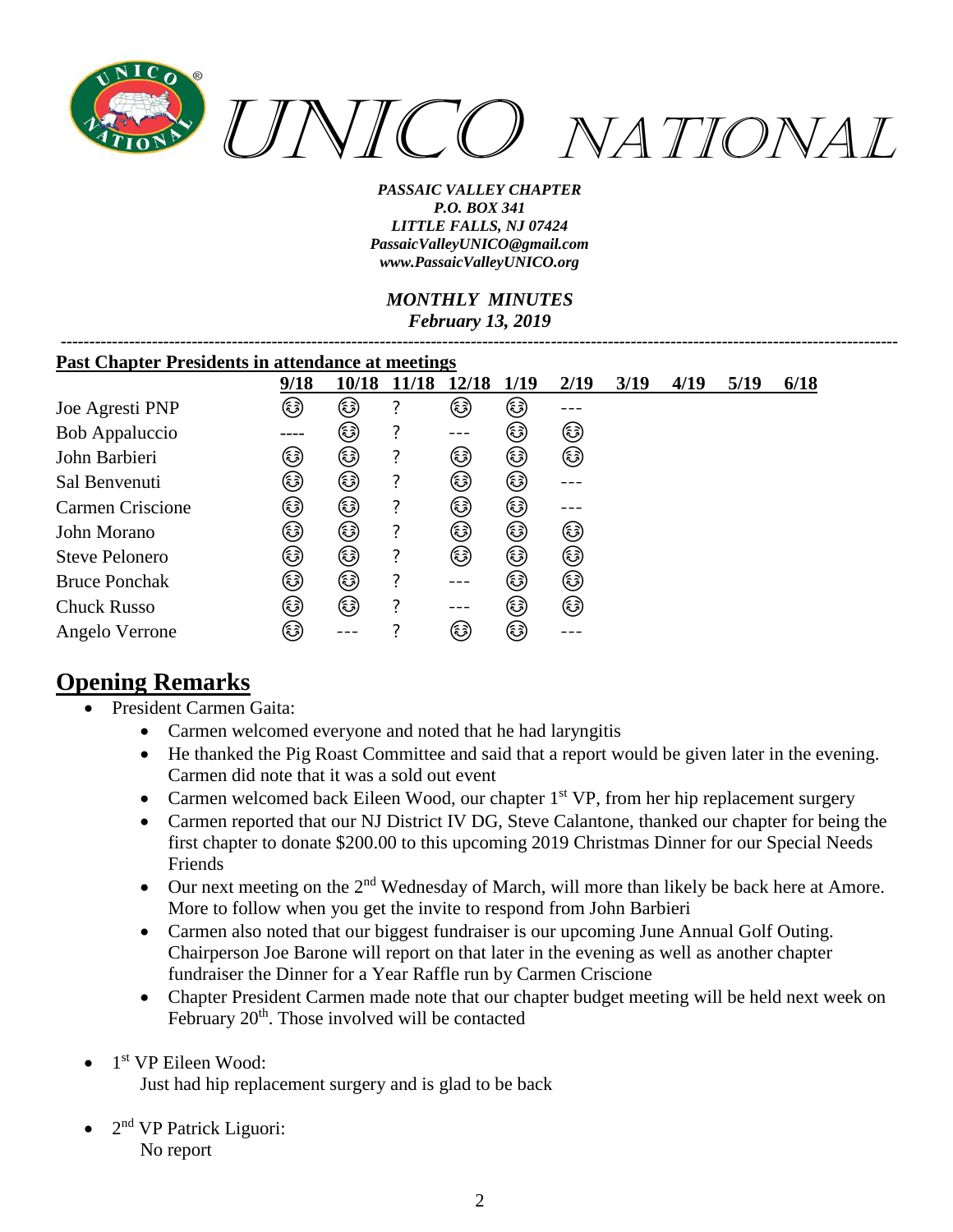*UNICO NATIONAL*

***PASSAIC VALLEY CHAPTER***
***P.O. BOX 341***
***LITTLE FALLS, NJ 07424***
***PassaicValleyUNICO@gmail.com***
***www.PassaicValleyUNICO.org***

***MONTHLY MINUTES***
***February 13, 2019***

---

**Past Chapter Presidents in attendance at meetings**

| | 9/18 | 10/18 | 11/18 | 12/18 | 1/19 | 2/19 | 3/19 | 4/19 | 5/19 | 6/18 |
|---|---|---|---|---|---|---|---|---|---|---|
| Joe Agresti PNP | ☺ | ☺ | ? | ☺ | ☺ | --- | | | | |
| Bob Appaluccio | ---- | ☺ | ? | --- | ☺ | ☺ | | | | |
| John Barbieri | ☺ | ☺ | ? | ☺ | ☺ | ☺ | | | | |
| Sal Benvenuti | ☺ | ☺ | ? | ☺ | ☺ | --- | | | | |
| Carmen Criscione | ☺ | ☺ | ? | ☺ | ☺ | --- | | | | |
| John Morano | ☺ | ☺ | ? | ☺ | ☺ | ☺ | | | | |
| Steve Pelonero | ☺ | ☺ | ? | ☺ | ☺ | ☺ | | | | |
| Bruce Ponchak | ☺ | ☺ | ? | --- | ☺ | ☺ | | | | |
| Chuck Russo | ☺ | ☺ | ? | --- | ☺ | ☺ | | | | |
| Angelo Verrone | ☺ | --- | ? | ☺ | ☺ | --- | | | | |

## Opening Remarks

- President Carmen Gaita:
  - Carmen welcomed everyone and noted that he had laryngitis
  - He thanked the Pig Roast Committee and said that a report would be given later in the evening. Carmen did note that it was a sold out event
  - Carmen welcomed back Eileen Wood, our chapter 1st VP, from her hip replacement surgery
  - Carmen reported that our NJ District IV DG, Steve Calantone, thanked our chapter for being the first chapter to donate $200.00 to this upcoming 2019 Christmas Dinner for our Special Needs Friends
  - Our next meeting on the 2nd Wednesday of March, will more than likely be back here at Amore. More to follow when you get the invite to respond from John Barbieri
  - Carmen also noted that our biggest fundraiser is our upcoming June Annual Golf Outing. Chairperson Joe Barone will report on that later in the evening as well as another chapter fundraiser the Dinner for a Year Raffle run by Carmen Criscione
  - Chapter President Carmen made note that our chapter budget meeting will be held next week on February 20th. Those involved will be contacted

- 1st VP Eileen Wood:
  Just had hip replacement surgery and is glad to be back

- 2nd VP Patrick Liguori:
  No report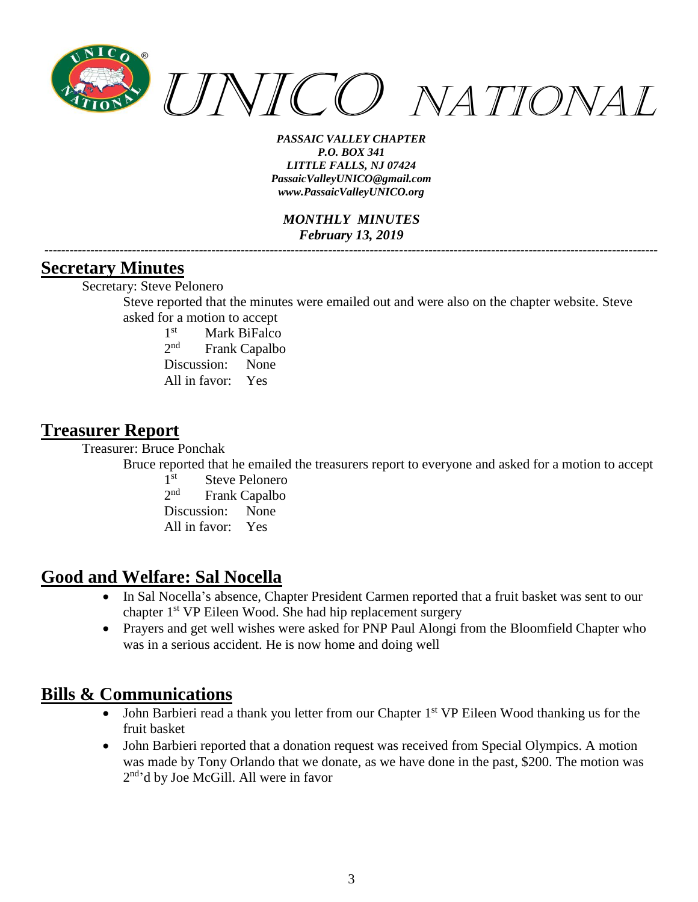UNICO NATIONAL

*PASSAIC VALLEY CHAPTER*
*P.O. BOX 341*
*LITTLE FALLS, NJ 07424*
*PassaicValleyUNICO@gmail.com*
*www.PassaicValleyUNICO.org*

*MONTHLY MINUTES*
*February 13, 2019*

---

## Secretary Minutes

Secretary: Steve Pelonero

Steve reported that the minutes were emailed out and were also on the chapter website. Steve asked for a motion to accept

1st Mark BiFalco
2nd Frank Capalbo
Discussion: None
All in favor: Yes

## Treasurer Report

Treasurer: Bruce Ponchak

Bruce reported that he emailed the treasurers report to everyone and asked for a motion to accept

1st Steve Pelonero
2nd Frank Capalbo
Discussion: None
All in favor: Yes

## Good and Welfare: Sal Nocella

- In Sal Nocella's absence, Chapter President Carmen reported that a fruit basket was sent to our chapter 1st VP Eileen Wood. She had hip replacement surgery
- Prayers and get well wishes were asked for PNP Paul Alongi from the Bloomfield Chapter who was in a serious accident. He is now home and doing well

## Bills & Communications

- John Barbieri read a thank you letter from our Chapter 1st VP Eileen Wood thanking us for the fruit basket
- John Barbieri reported that a donation request was received from Special Olympics. A motion was made by Tony Orlando that we donate, as we have done in the past, $200. The motion was 2nd'd by Joe McGill. All were in favor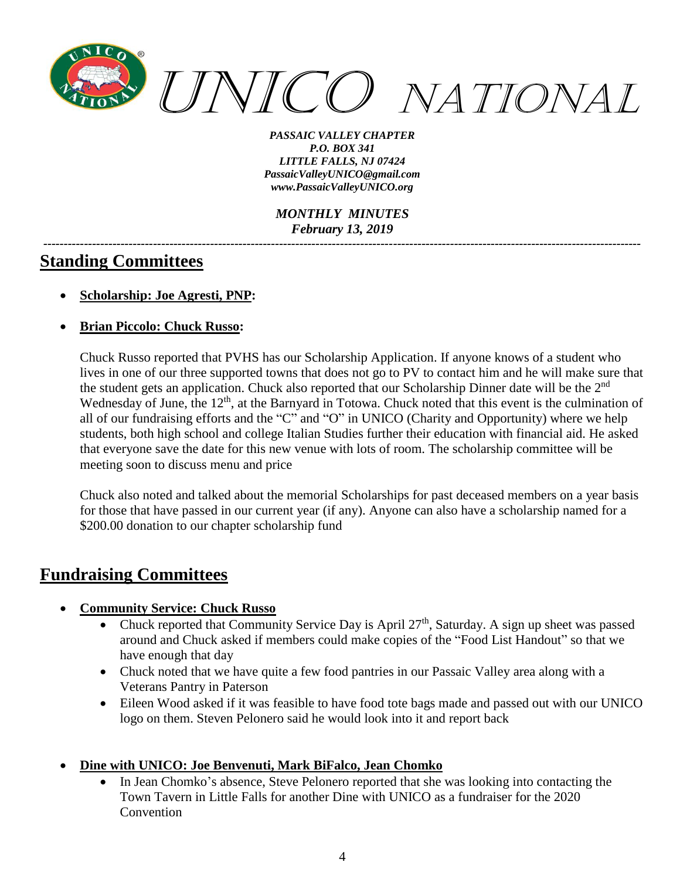*PASSAIC VALLEY CHAPTER*
*P.O. BOX 341*
*LITTLE FALLS, NJ 07424*
*PassaicValleyUNICO@gmail.com*
*www.PassaicValleyUNICO.org*

*MONTHLY MINUTES*
*February 13, 2019*

## Standing Committees

- **Scholarship: Joe Agresti, PNP:**

- **Brian Piccolo: Chuck Russo:**

Chuck Russo reported that PVHS has our Scholarship Application. If anyone knows of a student who lives in one of our three supported towns that does not go to PV to contact him and he will make sure that the student gets an application. Chuck also reported that our Scholarship Dinner date will be the 2nd Wednesday of June, the 12th, at the Barnyard in Totowa. Chuck noted that this event is the culmination of all of our fundraising efforts and the "C" and "O" in UNICO (Charity and Opportunity) where we help students, both high school and college Italian Studies further their education with financial aid. He asked that everyone save the date for this new venue with lots of room. The scholarship committee will be meeting soon to discuss menu and price

Chuck also noted and talked about the memorial Scholarships for past deceased members on a year basis for those that have passed in our current year (if any). Anyone can also have a scholarship named for a $200.00 donation to our chapter scholarship fund

## Fundraising Committees

- **Community Service: Chuck Russo**
  - Chuck reported that Community Service Day is April 27th, Saturday. A sign up sheet was passed around and Chuck asked if members could make copies of the "Food List Handout" so that we have enough that day
  - Chuck noted that we have quite a few food pantries in our Passaic Valley area along with a Veterans Pantry in Paterson
  - Eileen Wood asked if it was feasible to have food tote bags made and passed out with our UNICO logo on them. Steven Pelonero said he would look into it and report back

- **Dine with UNICO: Joe Benvenuti, Mark BiFalco, Jean Chomko**
  - In Jean Chomko's absence, Steve Pelonero reported that she was looking into contacting the Town Tavern in Little Falls for another Dine with UNICO as a fundraiser for the 2020 Convention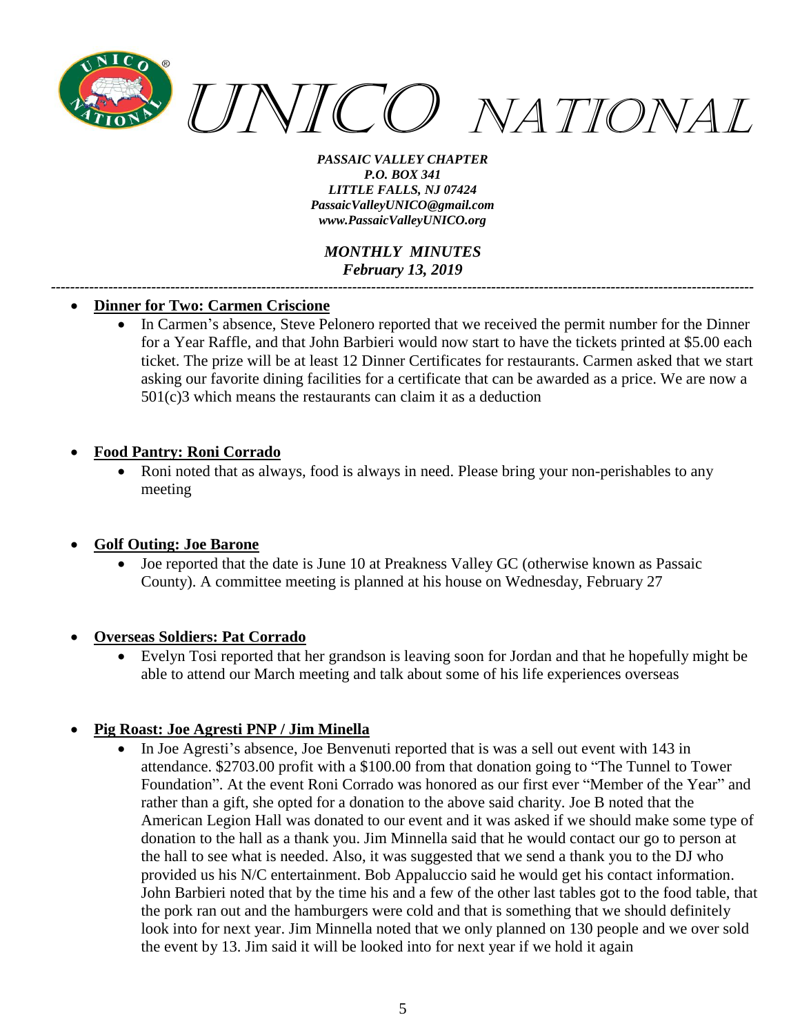*MONTHLY MINUTES*
*February 13, 2019*

---

- **Dinner for Two: Carmen Criscione**
  - In Carmen's absence, Steve Pelonero reported that we received the permit number for the Dinner for a Year Raffle, and that John Barbieri would now start to have the tickets printed at $5.00 each ticket. The prize will be at least 12 Dinner Certificates for restaurants. Carmen asked that we start asking our favorite dining facilities for a certificate that can be awarded as a price. We are now a 501(c)3 which means the restaurants can claim it as a deduction

- **Food Pantry: Roni Corrado**
  - Roni noted that as always, food is always in need. Please bring your non-perishables to any meeting

- **Golf Outing: Joe Barone**
  - Joe reported that the date is June 10 at Preakness Valley GC (otherwise known as Passaic County). A committee meeting is planned at his house on Wednesday, February 27

- **Overseas Soldiers: Pat Corrado**
  - Evelyn Tosi reported that her grandson is leaving soon for Jordan and that he hopefully might be able to attend our March meeting and talk about some of his life experiences overseas

- **Pig Roast: Joe Agresti PNP / Jim Minella**
  - In Joe Agresti's absence, Joe Benvenuti reported that is was a sell out event with 143 in attendance. $2703.00 profit with a $100.00 from that donation going to "The Tunnel to Tower Foundation". At the event Roni Corrado was honored as our first ever "Member of the Year" and rather than a gift, she opted for a donation to the above said charity. Joe B noted that the American Legion Hall was donated to our event and it was asked if we should make some type of donation to the hall as a thank you. Jim Minnella said that he would contact our go to person at the hall to see what is needed. Also, it was suggested that we send a thank you to the DJ who provided us his N/C entertainment. Bob Appaluccio said he would get his contact information. John Barbieri noted that by the time his and a few of the other last tables got to the food table, that the pork ran out and the hamburgers were cold and that is something that we should definitely look into for next year. Jim Minnella noted that we only planned on 130 people and we over sold the event by 13. Jim said it will be looked into for next year if we hold it again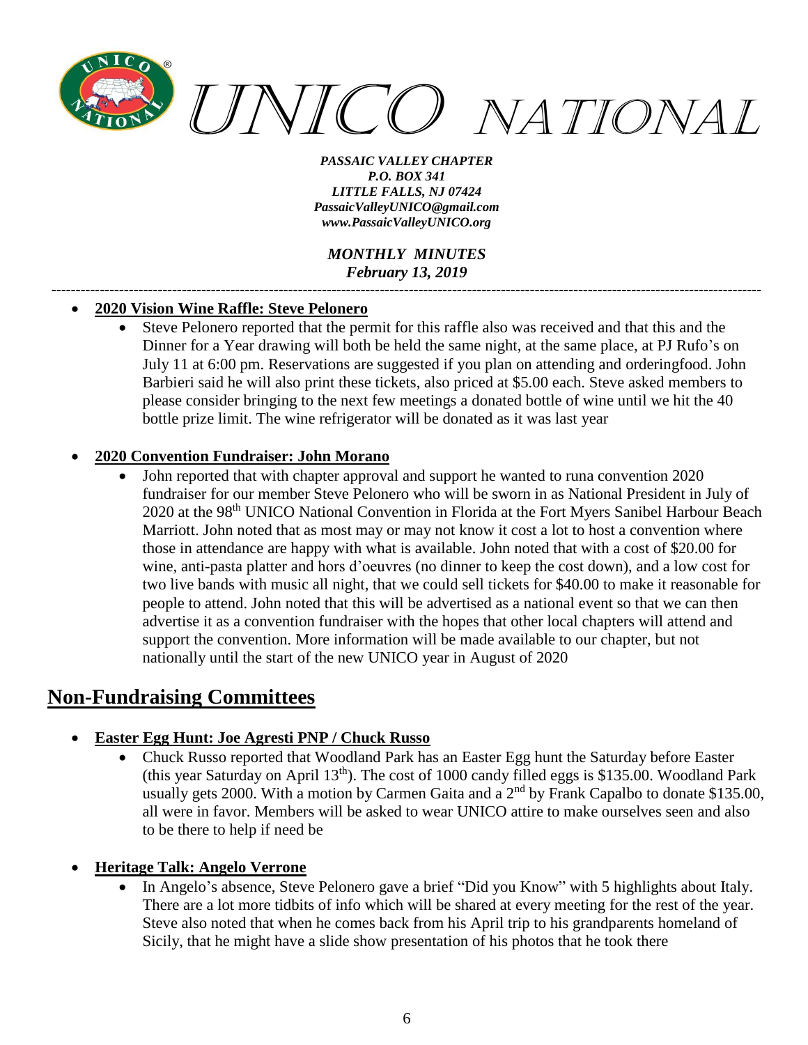- **2020 Vision Wine Raffle: Steve Pelonero**
  - Steve Pelonero reported that the permit for this raffle also was received and that this and the Dinner for a Year drawing will both be held the same night, at the same place, at PJ Rufo's on July 11 at 6:00 pm. Reservations are suggested if you plan on attending and orderingfood. John Barbieri said he will also print these tickets, also priced at $5.00 each. Steve asked members to please consider bringing to the next few meetings a donated bottle of wine until we hit the 40 bottle prize limit. The wine refrigerator will be donated as it was last year

- **2020 Convention Fundraiser: John Morano**
  - John reported that with chapter approval and support he wanted to runa convention 2020 fundraiser for our member Steve Pelonero who will be sworn in as National President in July of 2020 at the 98th UNICO National Convention in Florida at the Fort Myers Sanibel Harbour Beach Marriott. John noted that as most may or may not know it cost a lot to host a convention where those in attendance are happy with what is available. John noted that with a cost of $20.00 for wine, anti-pasta platter and hors d'oeuvres (no dinner to keep the cost down), and a low cost for two live bands with music all night, that we could sell tickets for $40.00 to make it reasonable for people to attend. John noted that this will be advertised as a national event so that we can then advertise it as a convention fundraiser with the hopes that other local chapters will attend and support the convention. More information will be made available to our chapter, but not nationally until the start of the new UNICO year in August of 2020

## Non-Fundraising Committees

- **Easter Egg Hunt: Joe Agresti PNP / Chuck Russo**
  - Chuck Russo reported that Woodland Park has an Easter Egg hunt the Saturday before Easter (this year Saturday on April 13th). The cost of 1000 candy filled eggs is $135.00. Woodland Park usually gets 2000. With a motion by Carmen Gaita and a 2nd by Frank Capalbo to donate $135.00, all were in favor. Members will be asked to wear UNICO attire to make ourselves seen and also to be there to help if need be

- **Heritage Talk: Angelo Verrone**
  - In Angelo's absence, Steve Pelonero gave a brief "Did you Know" with 5 highlights about Italy. There are a lot more tidbits of info which will be shared at every meeting for the rest of the year. Steve also noted that when he comes back from his April trip to his grandparents homeland of Sicily, that he might have a slide show presentation of his photos that he took there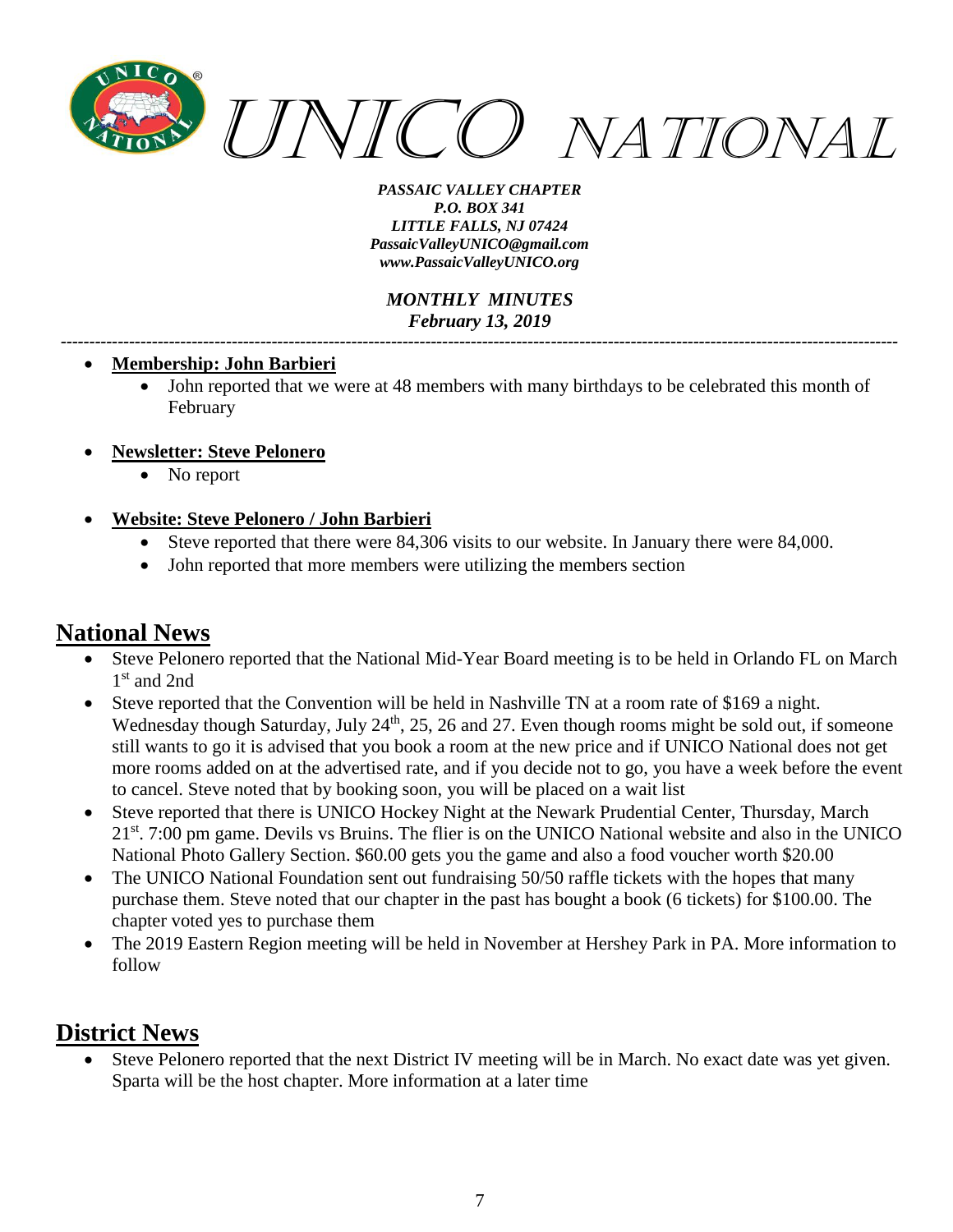*PASSAIC VALLEY CHAPTER*
*P.O. BOX 341*
*LITTLE FALLS, NJ 07424*
*PassaicValleyUNICO@gmail.com*
*www.PassaicValleyUNICO.org*

*MONTHLY MINUTES*
*February 13, 2019*

---

- **Membership: John Barbieri**
  - John reported that we were at 48 members with many birthdays to be celebrated this month of February

- **Newsletter: Steve Pelonero**
  - No report

- **Website: Steve Pelonero / John Barbieri**
  - Steve reported that there were 84,306 visits to our website. In January there were 84,000.
  - John reported that more members were utilizing the members section

## National News

- Steve Pelonero reported that the National Mid-Year Board meeting is to be held in Orlando FL on March 1st and 2nd
- Steve reported that the Convention will be held in Nashville TN at a room rate of $169 a night. Wednesday though Saturday, July 24th, 25, 26 and 27. Even though rooms might be sold out, if someone still wants to go it is advised that you book a room at the new price and if UNICO National does not get more rooms added on at the advertised rate, and if you decide not to go, you have a week before the event to cancel. Steve noted that by booking soon, you will be placed on a wait list
- Steve reported that there is UNICO Hockey Night at the Newark Prudential Center, Thursday, March 21st. 7:00 pm game. Devils vs Bruins. The flier is on the UNICO National website and also in the UNICO National Photo Gallery Section. $60.00 gets you the game and also a food voucher worth $20.00
- The UNICO National Foundation sent out fundraising 50/50 raffle tickets with the hopes that many purchase them. Steve noted that our chapter in the past has bought a book (6 tickets) for $100.00. The chapter voted yes to purchase them
- The 2019 Eastern Region meeting will be held in November at Hershey Park in PA. More information to follow

## District News

- Steve Pelonero reported that the next District IV meeting will be in March. No exact date was yet given. Sparta will be the host chapter. More information at a later time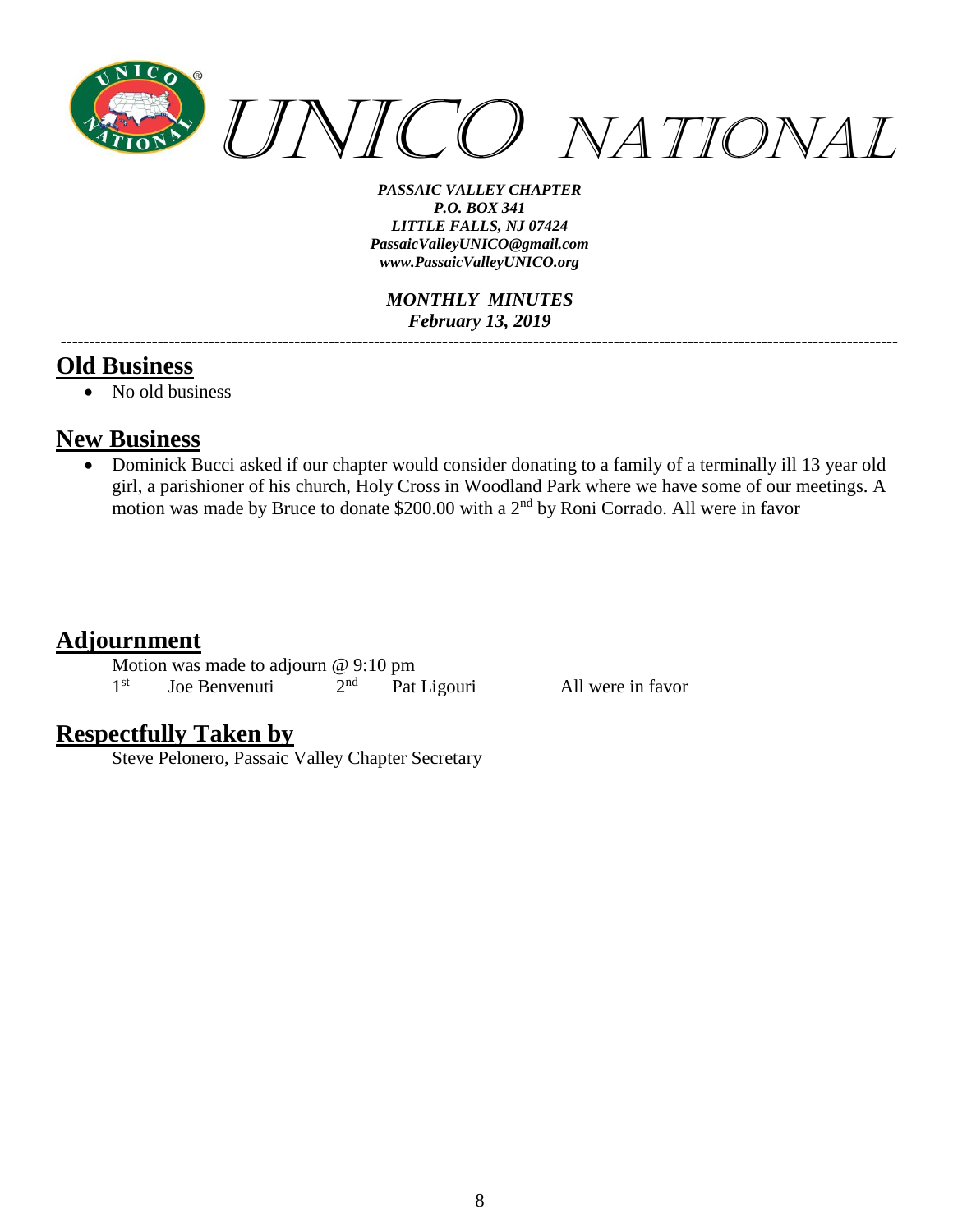# UNICO NATIONAL

***PASSAIC VALLEY CHAPTER***
***P.O. BOX 341***
***LITTLE FALLS, NJ 07424***
***PassaicValleyUNICO@gmail.com***
***www.PassaicValleyUNICO.org***

***MONTHLY MINUTES***
***February 13, 2019***

---

## Old Business

- No old business

## New Business

- Dominick Bucci asked if our chapter would consider donating to a family of a terminally ill 13 year old girl, a parishioner of his church, Holy Cross in Woodland Park where we have some of our meetings. A motion was made by Bruce to donate $200.00 with a 2nd by Roni Corrado. All were in favor

## Adjournment

Motion was made to adjourn @ 9:10 pm
1st Joe Benvenuti 2nd Pat Ligouri All were in favor

## Respectfully Taken by

Steve Pelonero, Passaic Valley Chapter Secretary